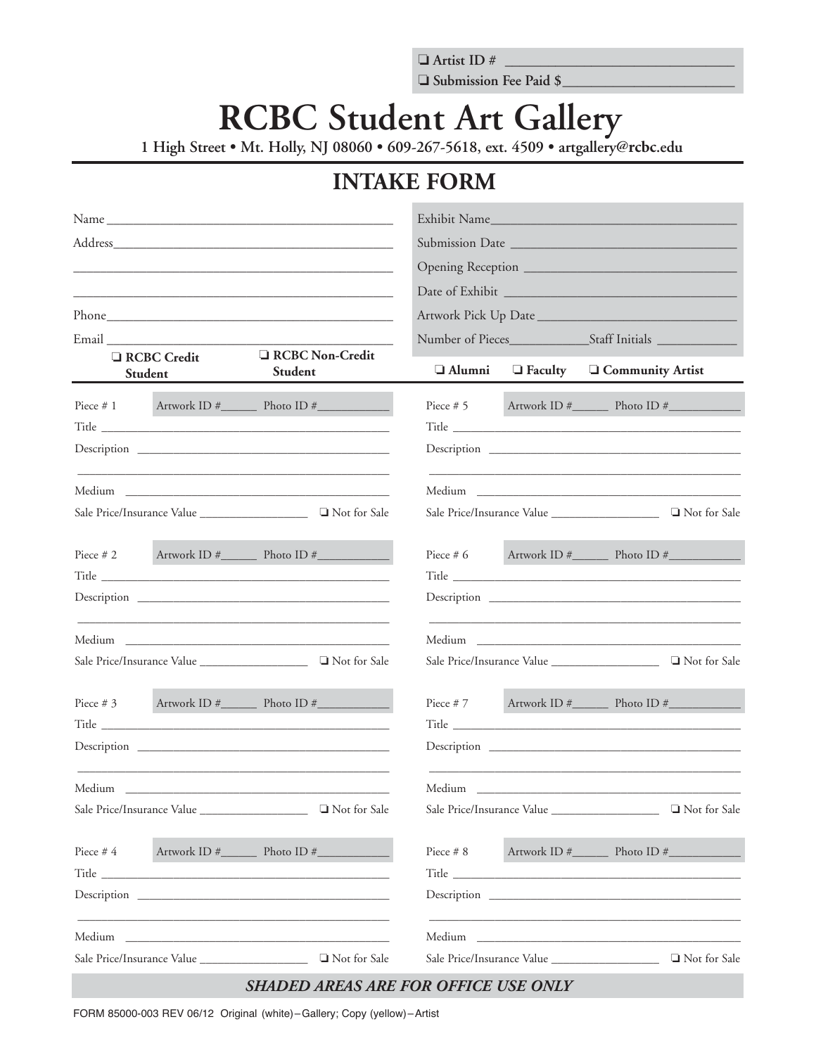❏ Artist ID # ______________________________
❏ Submission Fee Paid $______________________

# RCBC Student Art Gallery

**1 High Street • Mt. Holly, NJ 08060 • 609-267-5618, ext. 4509 • artgallery@rcbc.edu**

## INTAKE FORM

Name ___________________________________________

Address _________________________________________

_______________________________________________

_______________________________________________

Phone __________________________________________

Email __________________________________________

❏ **RCBC Credit Student** ❏ **RCBC Non-Credit Student** ❏ **Alumni** ❏ **Faculty** ❏ **Community Artist**

Exhibit Name ____________________________________

Submission Date __________________________________

Opening Reception ________________________________

Date of Exhibit ___________________________________

Artwork Pick Up Date ______________________________

Number of Pieces __________ Staff Initials ___________

---

Piece # 1 Artwork ID #______ Photo ID #___________

Title ___________________________________________

Description _____________________________________

_______________________________________________

Medium _________________________________________

Sale Price/Insurance Value _________________ ❏ Not for Sale

Piece # 2 Artwork ID #______ Photo ID #___________

Title ___________________________________________

Description _____________________________________

_______________________________________________

Medium _________________________________________

Sale Price/Insurance Value _________________ ❏ Not for Sale

Piece # 3 Artwork ID #______ Photo ID #___________

Title ___________________________________________

Description _____________________________________

_______________________________________________

Medium _________________________________________

Sale Price/Insurance Value _________________ ❏ Not for Sale

Piece # 4 Artwork ID #______ Photo ID #___________

Title ___________________________________________

Description _____________________________________

_______________________________________________

Medium _________________________________________

Sale Price/Insurance Value _________________ ❏ Not for Sale

Piece # 5 Artwork ID #______ Photo ID #___________

Title ___________________________________________

Description _____________________________________

_______________________________________________

Medium _________________________________________

Sale Price/Insurance Value _________________ ❏ Not for Sale

Piece # 6 Artwork ID #______ Photo ID #___________

Title ___________________________________________

Description _____________________________________

_______________________________________________

Medium _________________________________________

Sale Price/Insurance Value _________________ ❏ Not for Sale

Piece # 7 Artwork ID #______ Photo ID #___________

Title ___________________________________________

Description _____________________________________

_______________________________________________

Medium _________________________________________

Sale Price/Insurance Value _________________ ❏ Not for Sale

Piece # 8 Artwork ID #______ Photo ID #___________

Title ___________________________________________

Description _____________________________________

_______________________________________________

Medium _________________________________________

Sale Price/Insurance Value _________________ ❏ Not for Sale

***SHADED AREAS ARE FOR OFFICE USE ONLY***

FORM 85000-003 REV 06/12 Original (white) – Gallery; Copy (yellow) – Artist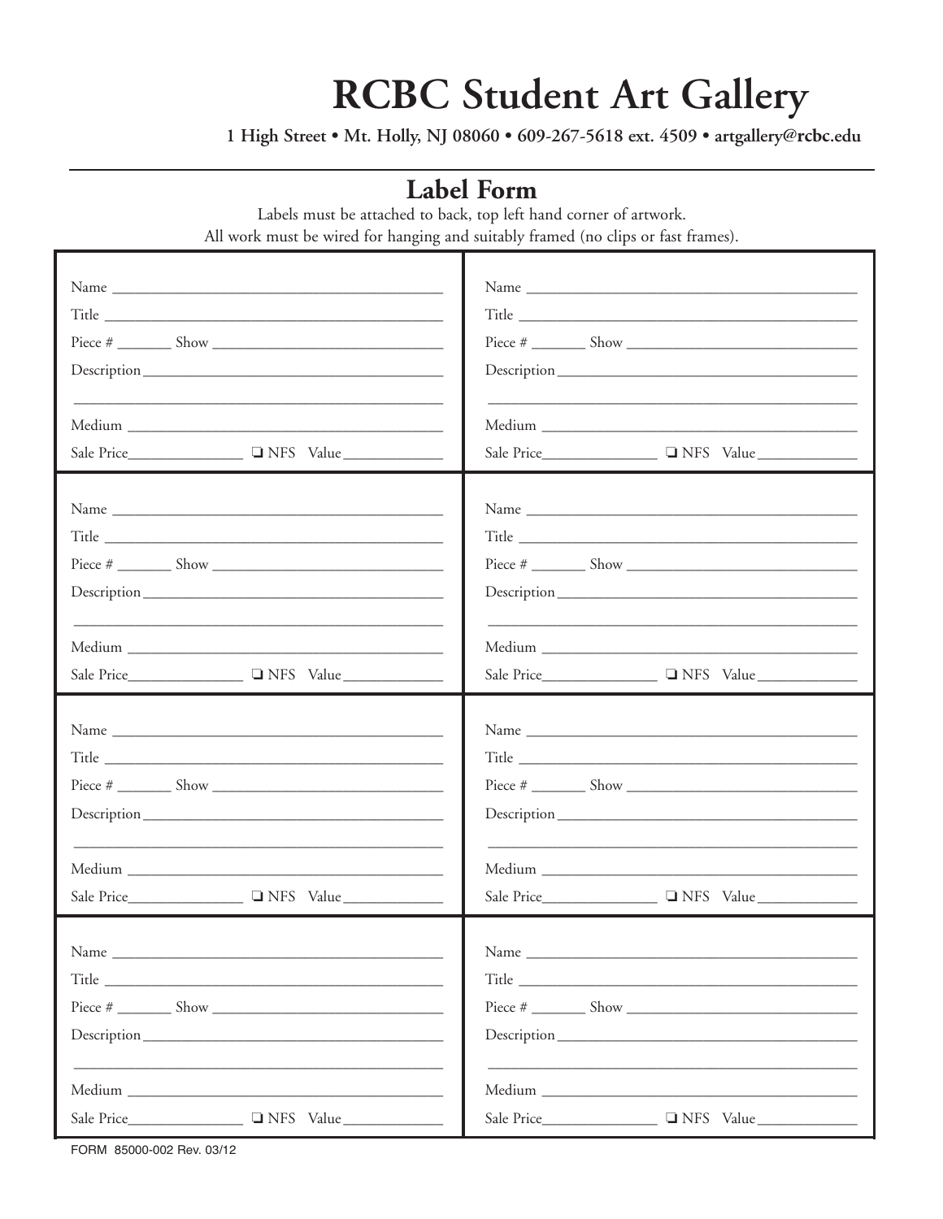# RCBC Student Art Gallery

**1 High Street • Mt. Holly, NJ 08060 • 609-267-5618 ext. 4509 • artgallery@rcbc.edu**

## Label Form

Labels must be attached to back, top left hand corner of artwork.
All work must be wired for hanging and suitably framed (no clips or fast frames).

| | |
|---|---|
| Name ______________________<br>Title ______________________<br>Piece # _______ Show ______________<br>Description ______________________<br>______________________<br>Medium ______________________<br>Sale Price__________ ❑ NFS Value__________ | Name ______________________<br>Title ______________________<br>Piece # _______ Show ______________<br>Description ______________________<br>______________________<br>Medium ______________________<br>Sale Price__________ ❑ NFS Value__________ |
| Name ______________________<br>Title ______________________<br>Piece # _______ Show ______________<br>Description ______________________<br>______________________<br>Medium ______________________<br>Sale Price__________ ❑ NFS Value__________ | Name ______________________<br>Title ______________________<br>Piece # _______ Show ______________<br>Description ______________________<br>______________________<br>Medium ______________________<br>Sale Price__________ ❑ NFS Value__________ |
| Name ______________________<br>Title ______________________<br>Piece # _______ Show ______________<br>Description ______________________<br>______________________<br>Medium ______________________<br>Sale Price__________ ❑ NFS Value__________ | Name ______________________<br>Title ______________________<br>Piece # _______ Show ______________<br>Description ______________________<br>______________________<br>Medium ______________________<br>Sale Price__________ ❑ NFS Value__________ |
| Name ______________________<br>Title ______________________<br>Piece # _______ Show ______________<br>Description ______________________<br>______________________<br>Medium ______________________<br>Sale Price__________ ❑ NFS Value__________ | Name ______________________<br>Title ______________________<br>Piece # _______ Show ______________<br>Description ______________________<br>______________________<br>Medium ______________________<br>Sale Price__________ ❑ NFS Value__________ |

FORM 85000-002 Rev. 03/12